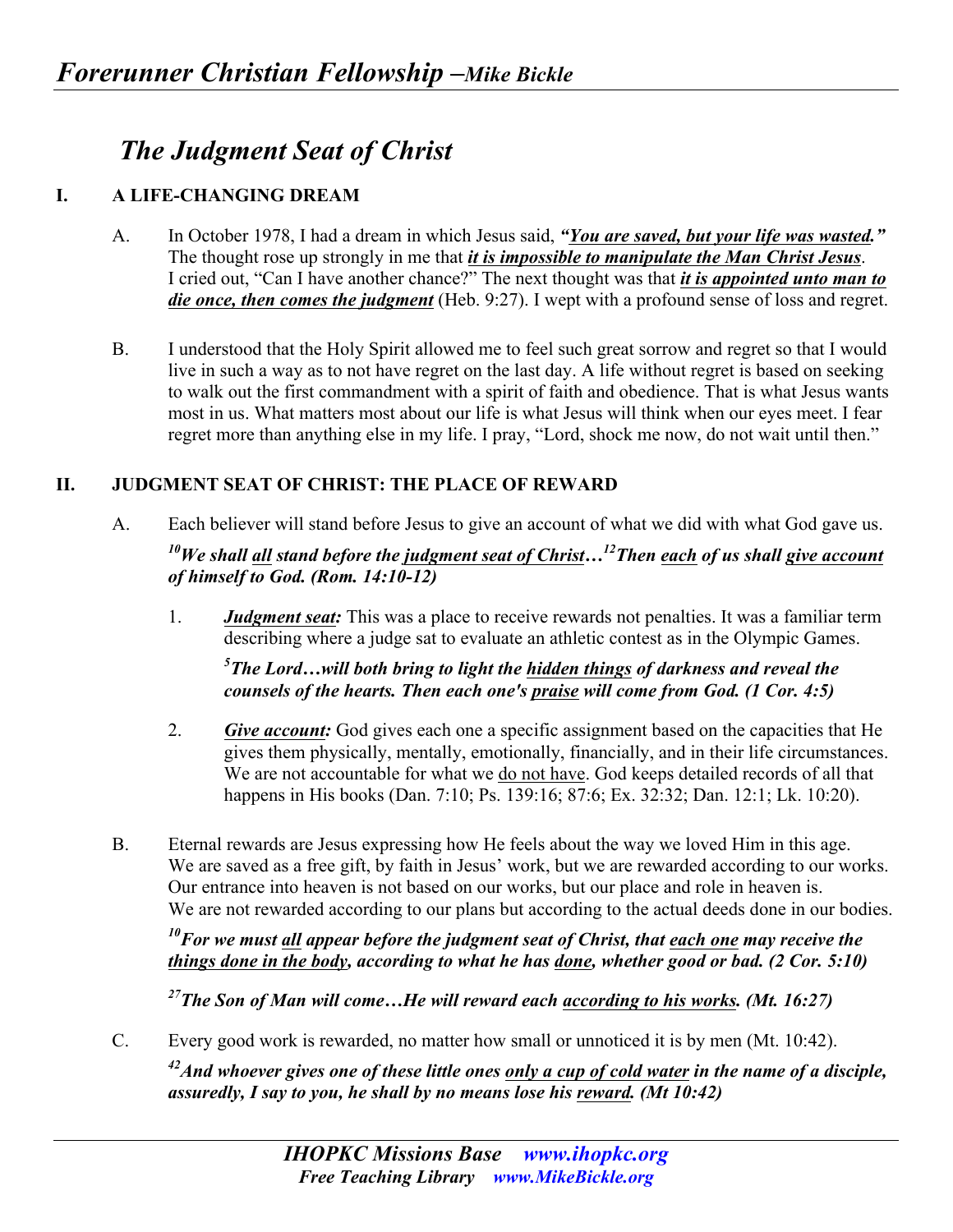# *The Judgment Seat of Christ*

## I. A LIFE-CHANGING DREAM

A. In October 1978, I had a dream in which Jesus said, ***"You are saved, but your life was wasted."*** The thought rose up strongly in me that ***it is impossible to manipulate the Man Christ Jesus***. I cried out, "Can I have another chance?" The next thought was that ***it is appointed unto man to die once, then comes the judgment*** (Heb. 9:27). I wept with a profound sense of loss and regret.

B. I understood that the Holy Spirit allowed me to feel such great sorrow and regret so that I would live in such a way as to not have regret on the last day. A life without regret is based on seeking to walk out the first commandment with a spirit of faith and obedience. That is what Jesus wants most in us. What matters most about our life is what Jesus will think when our eyes meet. I fear regret more than anything else in my life. I pray, "Lord, shock me now, do not wait until then."

## II. JUDGMENT SEAT OF CHRIST: THE PLACE OF REWARD

A. Each believer will stand before Jesus to give an account of what we did with what God gave us.

***[10]We shall all stand before the judgment seat of Christ…[12]Then each of us shall give account of himself to God. (Rom. 14:10-12)***

1. ***Judgment seat:*** This was a place to receive rewards not penalties. It was a familiar term describing where a judge sat to evaluate an athletic contest as in the Olympic Games.

   ***[5]The Lord…will both bring to light the hidden things of darkness and reveal the counsels of the hearts. Then each one's praise will come from God. (1 Cor. 4:5)***

2. ***Give account:*** God gives each one a specific assignment based on the capacities that He gives them physically, mentally, emotionally, financially, and in their life circumstances. We are not accountable for what we do not have. God keeps detailed records of all that happens in His books (Dan. 7:10; Ps. 139:16; 87:6; Ex. 32:32; Dan. 12:1; Lk. 10:20).

B. Eternal rewards are Jesus expressing how He feels about the way we loved Him in this age. We are saved as a free gift, by faith in Jesus' work, but we are rewarded according to our works. Our entrance into heaven is not based on our works, but our place and role in heaven is. We are not rewarded according to our plans but according to the actual deeds done in our bodies.

***[10]For we must all appear before the judgment seat of Christ, that each one may receive the things done in the body, according to what he has done, whether good or bad. (2 Cor. 5:10)***

***[27]The Son of Man will come…He will reward each according to his works. (Mt. 16:27)***

C. Every good work is rewarded, no matter how small or unnoticed it is by men (Mt. 10:42).

***[42]And whoever gives one of these little ones only a cup of cold water in the name of a disciple, assuredly, I say to you, he shall by no means lose his reward. (Mt 10:42)***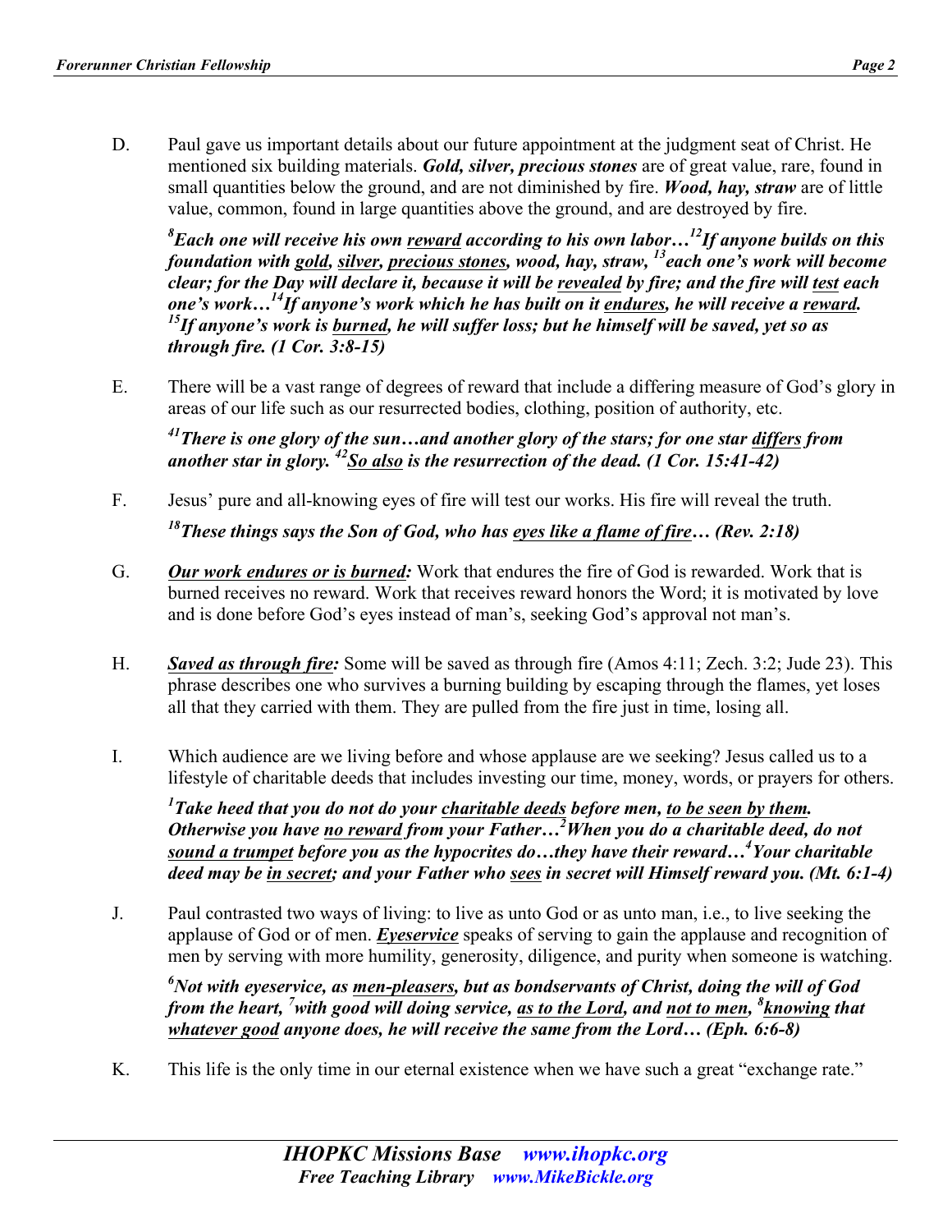D. Paul gave us important details about our future appointment at the judgment seat of Christ. He mentioned six building materials. ***Gold, silver, precious stones*** are of great value, rare, found in small quantities below the ground, and are not diminished by fire. ***Wood, hay, straw*** are of little value, common, found in large quantities above the ground, and are destroyed by fire.

> ***[8]Each one will receive his own <u>reward</u> according to his own labor…[12]If anyone builds on this foundation with <u>gold</u>, <u>silver</u>, <u>precious stones</u>, wood, hay, straw, [13]each one's work will become clear; for the Day will declare it, because it will be <u>revealed</u> by fire; and the fire will <u>test</u> each one's work…[14]If anyone's work which he has built on it <u>endures</u>, he will receive a <u>reward</u>. [15]If anyone's work is <u>burned</u>, he will suffer loss; but he himself will be saved, yet so as through fire. (1 Cor. 3:8-15)***

E. There will be a vast range of degrees of reward that include a differing measure of God's glory in areas of our life such as our resurrected bodies, clothing, position of authority, etc.

> ***[41]There is one glory of the sun…and another glory of the stars; for one star <u>differs</u> from another star in glory. [42]<u>So also</u> is the resurrection of the dead. (1 Cor. 15:41-42)***

F. Jesus' pure and all-knowing eyes of fire will test our works. His fire will reveal the truth.

> ***[18]These things says the Son of God, who has <u>eyes like a flame of fire</u>… (Rev. 2:18)***

G. ***<u>Our work endures or is burned</u>:*** Work that endures the fire of God is rewarded. Work that is burned receives no reward. Work that receives reward honors the Word; it is motivated by love and is done before God's eyes instead of man's, seeking God's approval not man's.

H. ***<u>Saved as through fire</u>:*** Some will be saved as through fire (Amos 4:11; Zech. 3:2; Jude 23). This phrase describes one who survives a burning building by escaping through the flames, yet loses all that they carried with them. They are pulled from the fire just in time, losing all.

I. Which audience are we living before and whose applause are we seeking? Jesus called us to a lifestyle of charitable deeds that includes investing our time, money, words, or prayers for others.

> ***[1]Take heed that you do not do your <u>charitable deeds</u> before men, <u>to be seen by them</u>. Otherwise you have <u>no reward</u> from your Father…[2]When you do a charitable deed, do not <u>sound a trumpet</u> before you as the hypocrites do…they have their reward…[4]Your charitable deed may be <u>in secret</u>; and your Father who <u>sees</u> in secret will Himself reward you. (Mt. 6:1-4)***

J. Paul contrasted two ways of living: to live as unto God or as unto man, i.e., to live seeking the applause of God or of men. ***<u>Eyeservice</u>*** speaks of serving to gain the applause and recognition of men by serving with more humility, generosity, diligence, and purity when someone is watching.

> ***[6]Not with eyeservice, as <u>men-pleasers</u>, but as bondservants of Christ, doing the will of God from the heart, [7]with good will doing service, <u>as to the Lord</u>, and <u>not to men</u>, [8]<u>knowing</u> that <u>whatever good</u> anyone does, he will receive the same from the Lord… (Eph. 6:6-8)***

K. This life is the only time in our eternal existence when we have such a great "exchange rate."